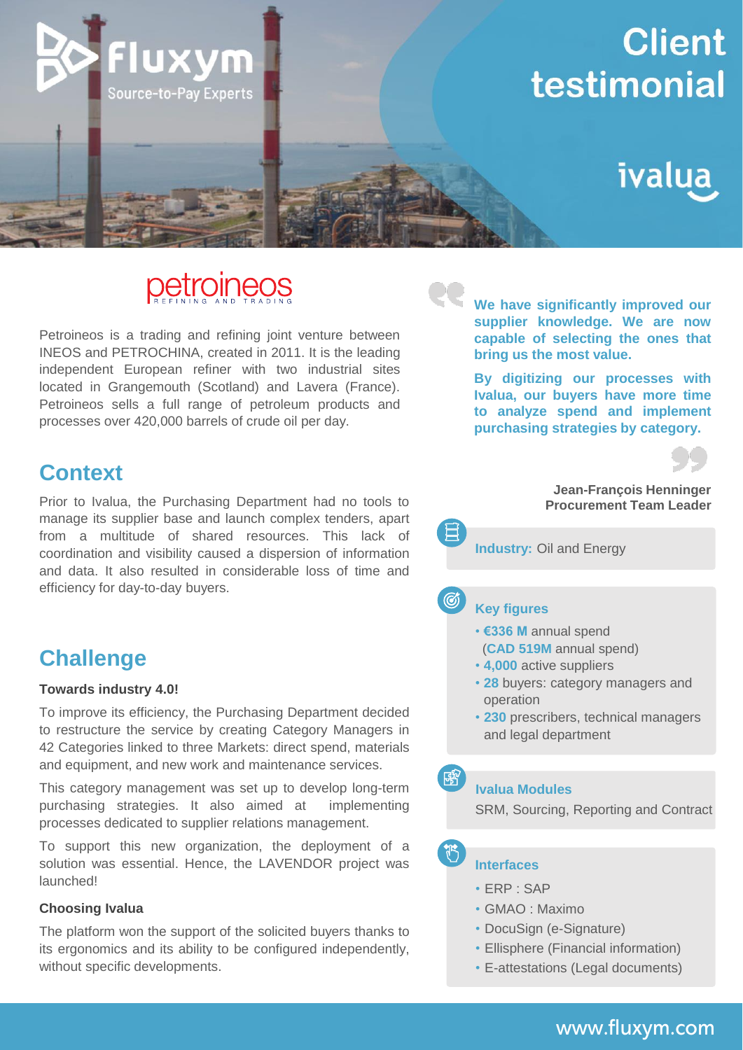Fluxym
Source-to-Pay Experts

# Client testimonial

ivalua

petroineos
REFINING AND TRADING

Petroineos is a trading and refining joint venture between INEOS and PETROCHINA, created in 2011. It is the leading independent European refiner with two industrial sites located in Grangemouth (Scotland) and Lavera (France). Petroineos sells a full range of petroleum products and processes over 420,000 barrels of crude oil per day.

## Context

Prior to Ivalua, the Purchasing Department had no tools to manage its supplier base and launch complex tenders, apart from a multitude of shared resources. This lack of coordination and visibility caused a dispersion of information and data. It also resulted in considerable loss of time and efficiency for day-to-day buyers.

## Challenge

**Towards industry 4.0!**

To improve its efficiency, the Purchasing Department decided to restructure the service by creating Category Managers in 42 Categories linked to three Markets: direct spend, materials and equipment, and new work and maintenance services.

This category management was set up to develop long-term purchasing strategies. It also aimed at implementing processes dedicated to supplier relations management.

To support this new organization, the deployment of a solution was essential. Hence, the LAVENDOR project was launched!

**Choosing Ivalua**

The platform won the support of the solicited buyers thanks to its ergonomics and its ability to be configured independently, without specific developments.

**We have significantly improved our supplier knowledge. We are now capable of selecting the ones that bring us the most value.**

**By digitizing our processes with Ivalua, our buyers have more time to analyze spend and implement purchasing strategies by category.**

**Jean-François Henninger**
**Procurement Team Leader**

**Industry:** Oil and Energy

### Key figures

- **€336 M** annual spend (**CAD 519M** annual spend)
- **4,000** active suppliers
- **28** buyers: category managers and operation
- **230** prescribers, technical managers and legal department

### Ivalua Modules

SRM, Sourcing, Reporting and Contract

### Interfaces

- ERP : SAP
- GMAO : Maximo
- DocuSign (e-Signature)
- Ellisphere (Financial information)
- E-attestations (Legal documents)

www.fluxym.com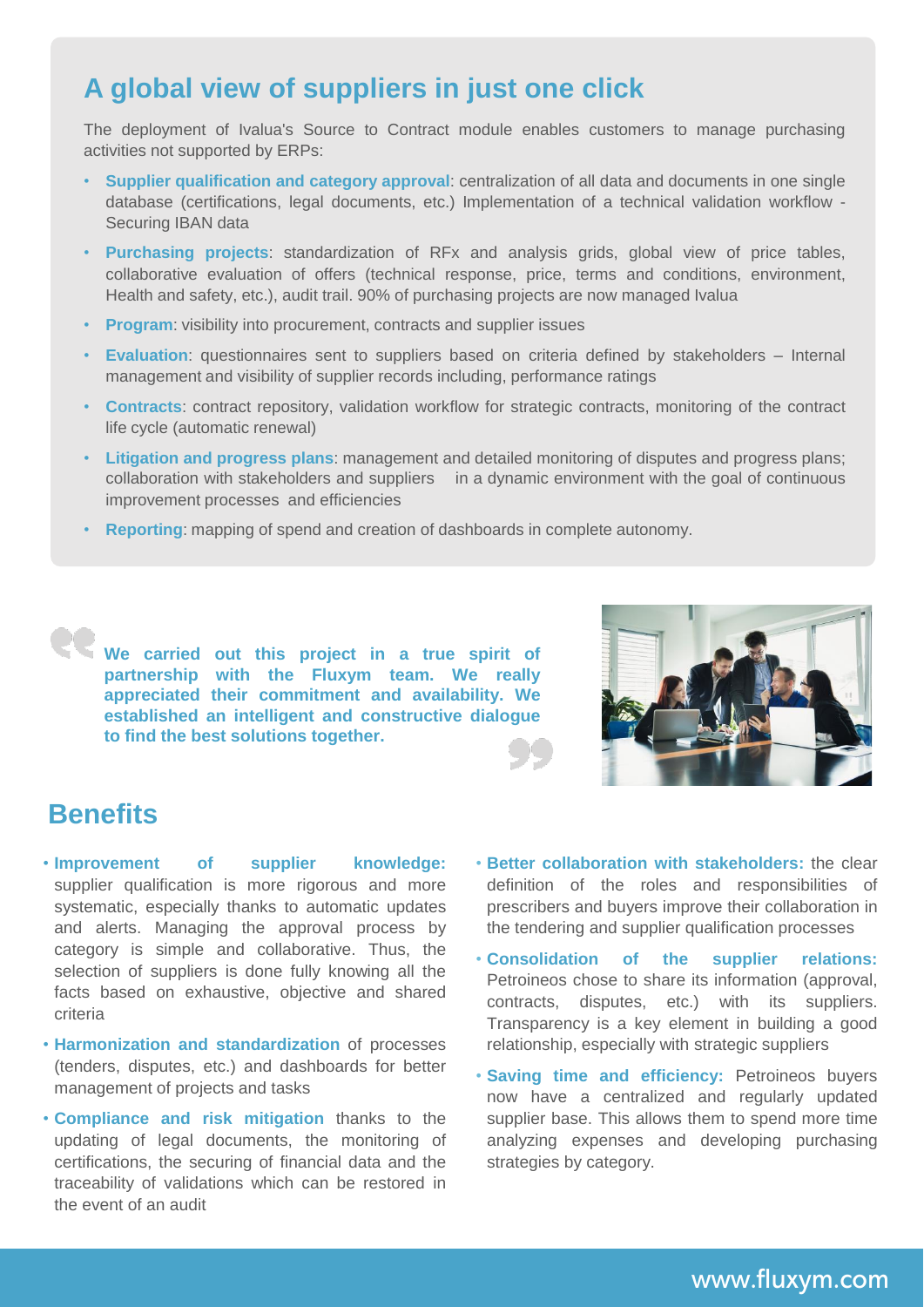## A global view of suppliers in just one click

The deployment of Ivalua's Source to Contract module enables customers to manage purchasing activities not supported by ERPs:

- **Supplier qualification and category approval**: centralization of all data and documents in one single database (certifications, legal documents, etc.) Implementation of a technical validation workflow - Securing IBAN data
- **Purchasing projects**: standardization of RFx and analysis grids, global view of price tables, collaborative evaluation of offers (technical response, price, terms and conditions, environment, Health and safety, etc.), audit trail. 90% of purchasing projects are now managed Ivalua
- **Program**: visibility into procurement, contracts and supplier issues
- **Evaluation**: questionnaires sent to suppliers based on criteria defined by stakeholders – Internal management and visibility of supplier records including, performance ratings
- **Contracts**: contract repository, validation workflow for strategic contracts, monitoring of the contract life cycle (automatic renewal)
- **Litigation and progress plans**: management and detailed monitoring of disputes and progress plans; collaboration with stakeholders and suppliers in a dynamic environment with the goal of continuous improvement processes and efficiencies
- **Reporting**: mapping of spend and creation of dashboards in complete autonomy.

> **We carried out this project in a true spirit of partnership with the Fluxym team. We really appreciated their commitment and availability. We established an intelligent and constructive dialogue to find the best solutions together.**

## Benefits

- **Improvement of supplier knowledge:** supplier qualification is more rigorous and more systematic, especially thanks to automatic updates and alerts. Managing the approval process by category is simple and collaborative. Thus, the selection of suppliers is done fully knowing all the facts based on exhaustive, objective and shared criteria
- **Harmonization and standardization** of processes (tenders, disputes, etc.) and dashboards for better management of projects and tasks
- **Compliance and risk mitigation** thanks to the updating of legal documents, the monitoring of certifications, the securing of financial data and the traceability of validations which can be restored in the event of an audit
- **Better collaboration with stakeholders:** the clear definition of the roles and responsibilities of prescribers and buyers improve their collaboration in the tendering and supplier qualification processes
- **Consolidation of the supplier relations:** Petroineos chose to share its information (approval, contracts, disputes, etc.) with its suppliers. Transparency is a key element in building a good relationship, especially with strategic suppliers
- **Saving time and efficiency:** Petroineos buyers now have a centralized and regularly updated supplier base. This allows them to spend more time analyzing expenses and developing purchasing strategies by category.

www.fluxym.com